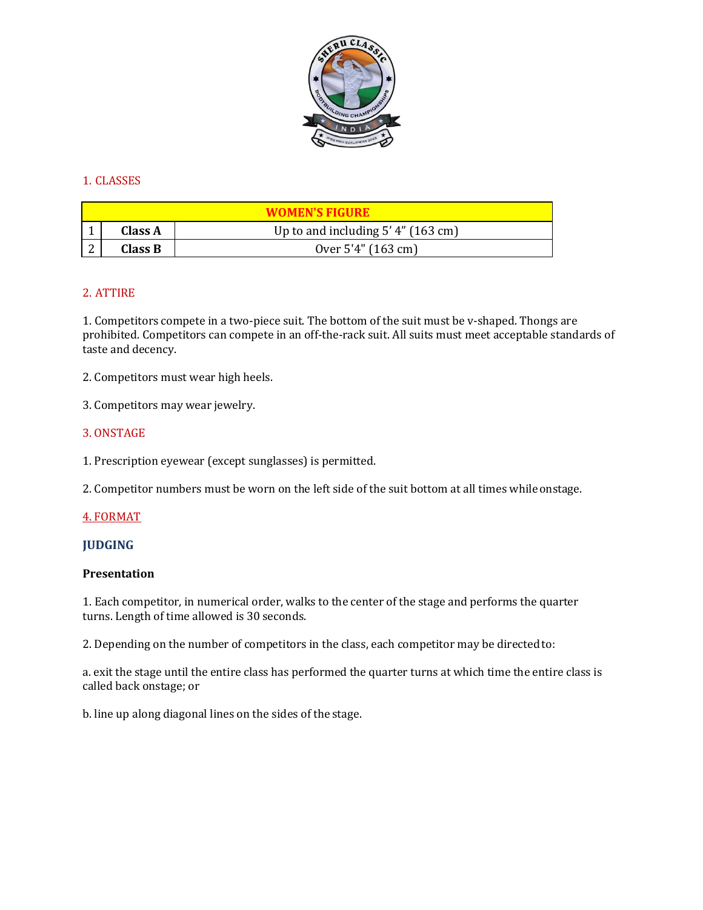## 1. CLASSES

| WOMEN'S FIGURE | | |
|---|---|---|
| 1 | **Class A** | Up to and including 5' 4" (163 cm) |
| 2 | **Class B** | Over 5'4" (163 cm) |

## 2. ATTIRE

1. Competitors compete in a two-piece suit. The bottom of the suit must be v-shaped. Thongs are prohibited. Competitors can compete in an off-the-rack suit. All suits must meet acceptable standards of taste and decency.

2. Competitors must wear high heels.

3. Competitors may wear jewelry.

## 3. ONSTAGE

1. Prescription eyewear (except sunglasses) is permitted.

2. Competitor numbers must be worn on the left side of the suit bottom at all times while onstage.

## 4. FORMAT

### JUDGING

**Presentation**

1. Each competitor, in numerical order, walks to the center of the stage and performs the quarter turns. Length of time allowed is 30 seconds.

2. Depending on the number of competitors in the class, each competitor may be directed to:

a. exit the stage until the entire class has performed the quarter turns at which time the entire class is called back onstage; or

b. line up along diagonal lines on the sides of the stage.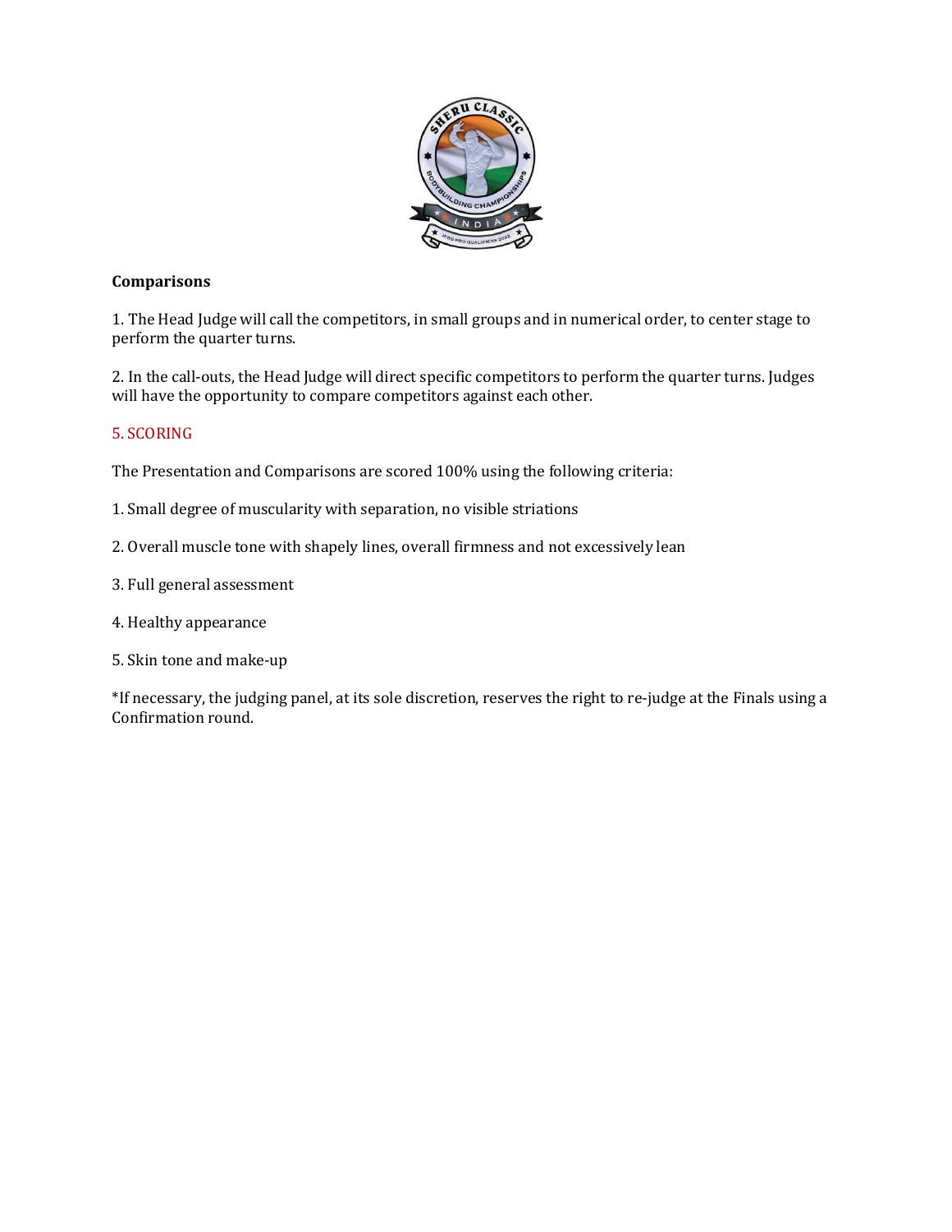**Comparisons**

1. The Head Judge will call the competitors, in small groups and in numerical order, to center stage to perform the quarter turns.

2. In the call-outs, the Head Judge will direct specific competitors to perform the quarter turns. Judges will have the opportunity to compare competitors against each other.

## 5. SCORING

The Presentation and Comparisons are scored 100% using the following criteria:

1. Small degree of muscularity with separation, no visible striations

2. Overall muscle tone with shapely lines, overall firmness and not excessively lean

3. Full general assessment

4. Healthy appearance

5. Skin tone and make-up

*If necessary, the judging panel, at its sole discretion, reserves the right to re-judge at the Finals using a Confirmation round.